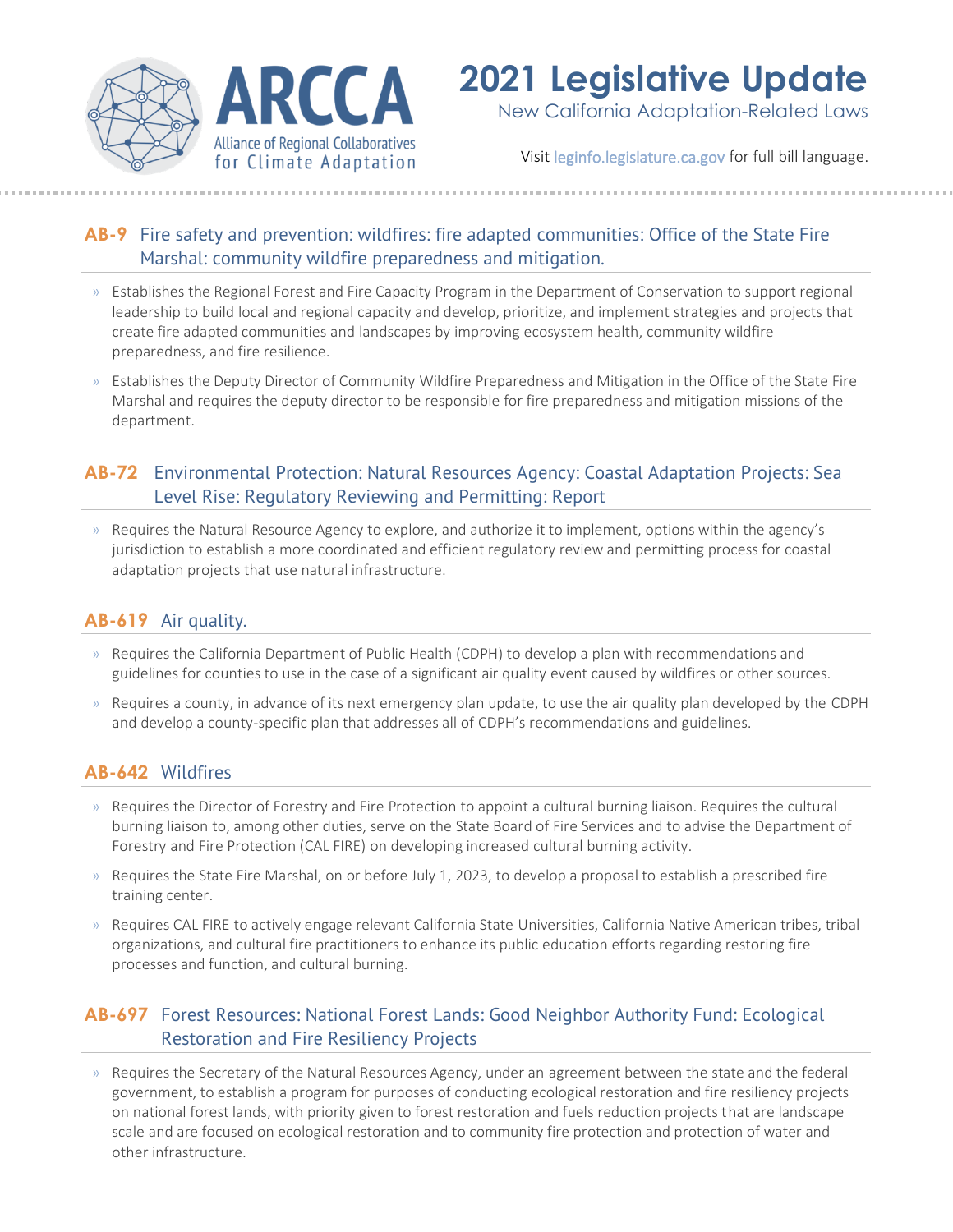# ARCCA

Alliance of Regional Collaboratives for Climate Adaptation

# 2021 Legislative Update

New California Adaptation-Related Laws

Visit leginfo.legislature.ca.gov for full bill language.

## AB-9 Fire safety and prevention: wildfires: fire adapted communities: Office of the State Fire Marshal: community wildfire preparedness and mitigation.

- Establishes the Regional Forest and Fire Capacity Program in the Department of Conservation to support regional leadership to build local and regional capacity and develop, prioritize, and implement strategies and projects that create fire adapted communities and landscapes by improving ecosystem health, community wildfire preparedness, and fire resilience.
- Establishes the Deputy Director of Community Wildfire Preparedness and Mitigation in the Office of the State Fire Marshal and requires the deputy director to be responsible for fire preparedness and mitigation missions of the department.

## AB-72 Environmental Protection: Natural Resources Agency: Coastal Adaptation Projects: Sea Level Rise: Regulatory Reviewing and Permitting: Report

- Requires the Natural Resource Agency to explore, and authorize it to implement, options within the agency's jurisdiction to establish a more coordinated and efficient regulatory review and permitting process for coastal adaptation projects that use natural infrastructure.

## AB-619 Air quality.

- Requires the California Department of Public Health (CDPH) to develop a plan with recommendations and guidelines for counties to use in the case of a significant air quality event caused by wildfires or other sources.
- Requires a county, in advance of its next emergency plan update, to use the air quality plan developed by the CDPH and develop a county-specific plan that addresses all of CDPH's recommendations and guidelines.

## AB-642 Wildfires

- Requires the Director of Forestry and Fire Protection to appoint a cultural burning liaison. Requires the cultural burning liaison to, among other duties, serve on the State Board of Fire Services and to advise the Department of Forestry and Fire Protection (CAL FIRE) on developing increased cultural burning activity.
- Requires the State Fire Marshal, on or before July 1, 2023, to develop a proposal to establish a prescribed fire training center.
- Requires CAL FIRE to actively engage relevant California State Universities, California Native American tribes, tribal organizations, and cultural fire practitioners to enhance its public education efforts regarding restoring fire processes and function, and cultural burning.

## AB-697 Forest Resources: National Forest Lands: Good Neighbor Authority Fund: Ecological Restoration and Fire Resiliency Projects

- Requires the Secretary of the Natural Resources Agency, under an agreement between the state and the federal government, to establish a program for purposes of conducting ecological restoration and fire resiliency projects on national forest lands, with priority given to forest restoration and fuels reduction projects that are landscape scale and are focused on ecological restoration and to community fire protection and protection of water and other infrastructure.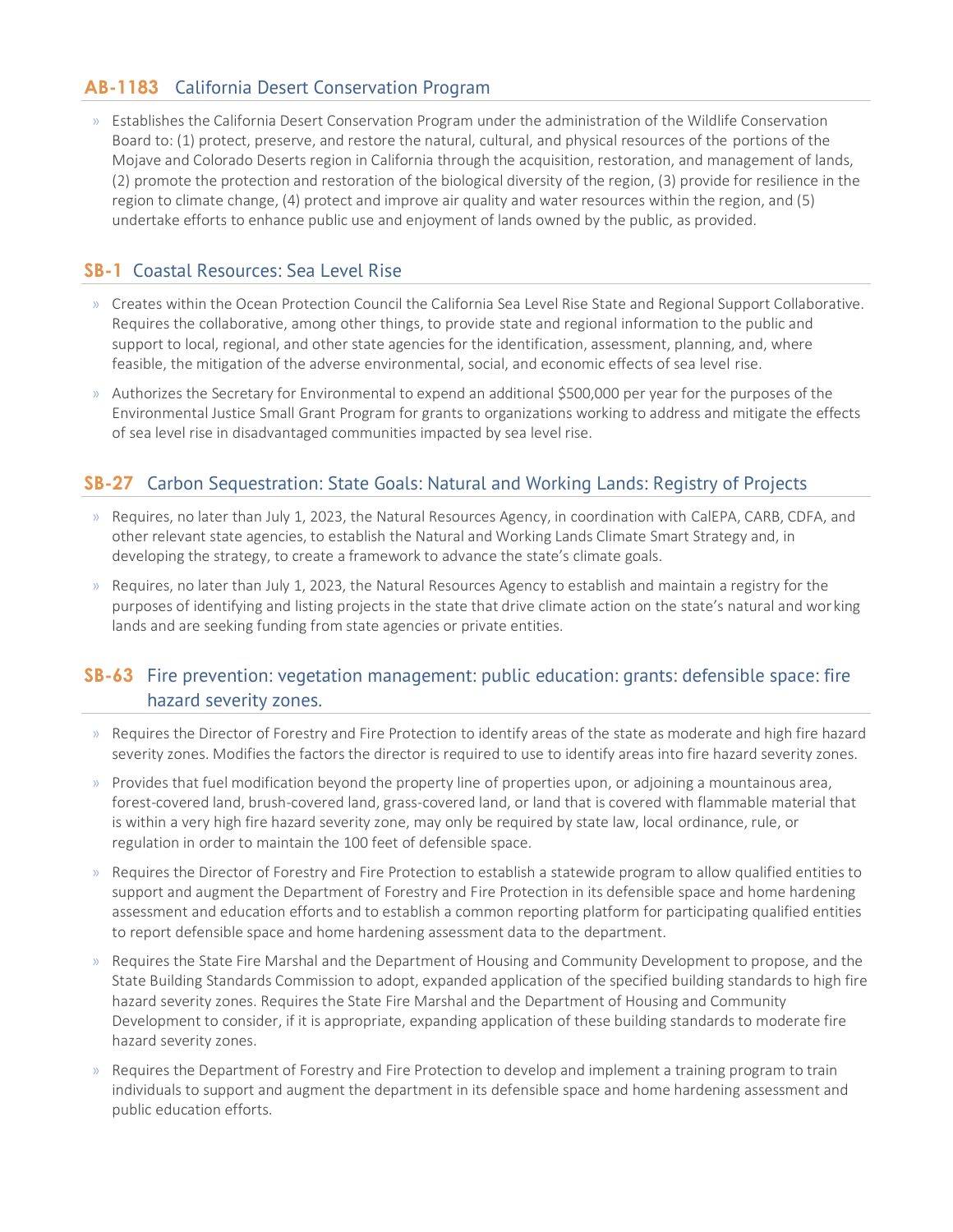## **AB-1183** California Desert Conservation Program

- Establishes the California Desert Conservation Program under the administration of the Wildlife Conservation Board to: (1) protect, preserve, and restore the natural, cultural, and physical resources of the portions of the Mojave and Colorado Deserts region in California through the acquisition, restoration, and management of lands, (2) promote the protection and restoration of the biological diversity of the region, (3) provide for resilience in the region to climate change, (4) protect and improve air quality and water resources within the region, and (5) undertake efforts to enhance public use and enjoyment of lands owned by the public, as provided.

## **SB-1** Coastal Resources: Sea Level Rise

- Creates within the Ocean Protection Council the California Sea Level Rise State and Regional Support Collaborative. Requires the collaborative, among other things, to provide state and regional information to the public and support to local, regional, and other state agencies for the identification, assessment, planning, and, where feasible, the mitigation of the adverse environmental, social, and economic effects of sea level rise.
- Authorizes the Secretary for Environmental to expend an additional $500,000 per year for the purposes of the Environmental Justice Small Grant Program for grants to organizations working to address and mitigate the effects of sea level rise in disadvantaged communities impacted by sea level rise.

## **SB-27** Carbon Sequestration: State Goals: Natural and Working Lands: Registry of Projects

- Requires, no later than July 1, 2023, the Natural Resources Agency, in coordination with CalEPA, CARB, CDFA, and other relevant state agencies, to establish the Natural and Working Lands Climate Smart Strategy and, in developing the strategy, to create a framework to advance the state's climate goals.
- Requires, no later than July 1, 2023, the Natural Resources Agency to establish and maintain a registry for the purposes of identifying and listing projects in the state that drive climate action on the state's natural and working lands and are seeking funding from state agencies or private entities.

## **SB-63** Fire prevention: vegetation management: public education: grants: defensible space: fire hazard severity zones.

- Requires the Director of Forestry and Fire Protection to identify areas of the state as moderate and high fire hazard severity zones. Modifies the factors the director is required to use to identify areas into fire hazard severity zones.
- Provides that fuel modification beyond the property line of properties upon, or adjoining a mountainous area, forest-covered land, brush-covered land, grass-covered land, or land that is covered with flammable material that is within a very high fire hazard severity zone, may only be required by state law, local ordinance, rule, or regulation in order to maintain the 100 feet of defensible space.
- Requires the Director of Forestry and Fire Protection to establish a statewide program to allow qualified entities to support and augment the Department of Forestry and Fire Protection in its defensible space and home hardening assessment and education efforts and to establish a common reporting platform for participating qualified entities to report defensible space and home hardening assessment data to the department.
- Requires the State Fire Marshal and the Department of Housing and Community Development to propose, and the State Building Standards Commission to adopt, expanded application of the specified building standards to high fire hazard severity zones. Requires the State Fire Marshal and the Department of Housing and Community Development to consider, if it is appropriate, expanding application of these building standards to moderate fire hazard severity zones.
- Requires the Department of Forestry and Fire Protection to develop and implement a training program to train individuals to support and augment the department in its defensible space and home hardening assessment and public education efforts.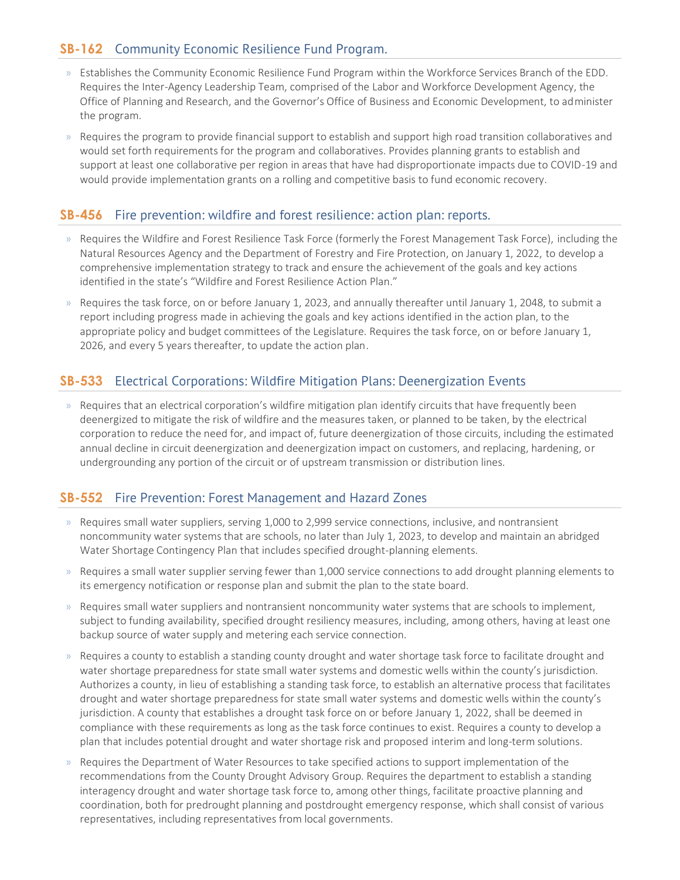## SB-162 Community Economic Resilience Fund Program.

- Establishes the Community Economic Resilience Fund Program within the Workforce Services Branch of the EDD. Requires the Inter-Agency Leadership Team, comprised of the Labor and Workforce Development Agency, the Office of Planning and Research, and the Governor's Office of Business and Economic Development, to administer the program.
- Requires the program to provide financial support to establish and support high road transition collaboratives and would set forth requirements for the program and collaboratives. Provides planning grants to establish and support at least one collaborative per region in areas that have had disproportionate impacts due to COVID-19 and would provide implementation grants on a rolling and competitive basis to fund economic recovery.

## SB-456 Fire prevention: wildfire and forest resilience: action plan: reports.

- Requires the Wildfire and Forest Resilience Task Force (formerly the Forest Management Task Force), including the Natural Resources Agency and the Department of Forestry and Fire Protection, on January 1, 2022, to develop a comprehensive implementation strategy to track and ensure the achievement of the goals and key actions identified in the state's "Wildfire and Forest Resilience Action Plan."
- Requires the task force, on or before January 1, 2023, and annually thereafter until January 1, 2048, to submit a report including progress made in achieving the goals and key actions identified in the action plan, to the appropriate policy and budget committees of the Legislature. Requires the task force, on or before January 1, 2026, and every 5 years thereafter, to update the action plan.

## SB-533 Electrical Corporations: Wildfire Mitigation Plans: Deenergization Events

- Requires that an electrical corporation's wildfire mitigation plan identify circuits that have frequently been deenergized to mitigate the risk of wildfire and the measures taken, or planned to be taken, by the electrical corporation to reduce the need for, and impact of, future deenergization of those circuits, including the estimated annual decline in circuit deenergization and deenergization impact on customers, and replacing, hardening, or undergrounding any portion of the circuit or of upstream transmission or distribution lines.

## SB-552 Fire Prevention: Forest Management and Hazard Zones

- Requires small water suppliers, serving 1,000 to 2,999 service connections, inclusive, and nontransient noncommunity water systems that are schools, no later than July 1, 2023, to develop and maintain an abridged Water Shortage Contingency Plan that includes specified drought-planning elements.
- Requires a small water supplier serving fewer than 1,000 service connections to add drought planning elements to its emergency notification or response plan and submit the plan to the state board.
- Requires small water suppliers and nontransient noncommunity water systems that are schools to implement, subject to funding availability, specified drought resiliency measures, including, among others, having at least one backup source of water supply and metering each service connection.
- Requires a county to establish a standing county drought and water shortage task force to facilitate drought and water shortage preparedness for state small water systems and domestic wells within the county's jurisdiction. Authorizes a county, in lieu of establishing a standing task force, to establish an alternative process that facilitates drought and water shortage preparedness for state small water systems and domestic wells within the county's jurisdiction. A county that establishes a drought task force on or before January 1, 2022, shall be deemed in compliance with these requirements as long as the task force continues to exist. Requires a county to develop a plan that includes potential drought and water shortage risk and proposed interim and long-term solutions.
- Requires the Department of Water Resources to take specified actions to support implementation of the recommendations from the County Drought Advisory Group. Requires the department to establish a standing interagency drought and water shortage task force to, among other things, facilitate proactive planning and coordination, both for predrought planning and postdrought emergency response, which shall consist of various representatives, including representatives from local governments.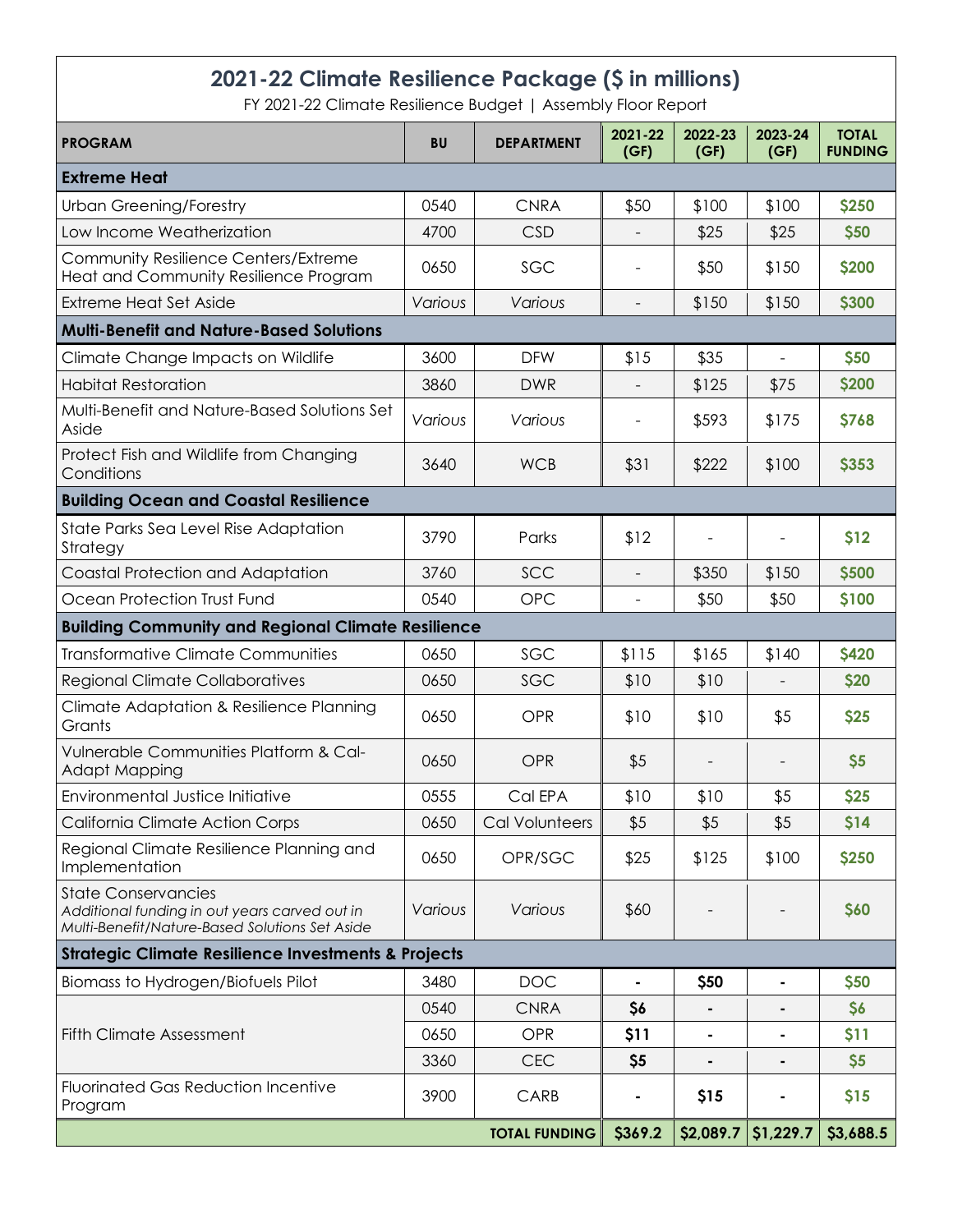# 2021-22 Climate Resilience Package ($ in millions)

FY 2021-22 Climate Resilience Budget | Assembly Floor Report

| PROGRAM | BU | DEPARTMENT | 2021-22 (GF) | 2022-23 (GF) | 2023-24 (GF) | TOTAL FUNDING |
|---|---|---|---|---|---|---|
| **Extreme Heat** | | | | | | |
| Urban Greening/Forestry | 0540 | CNRA | $50 | $100 | $100 | **$250** |
| Low Income Weatherization | 4700 | CSD | - | $25 | $25 | **$50** |
| Community Resilience Centers/Extreme Heat and Community Resilience Program | 0650 | SGC | - | $50 | $150 | **$200** |
| Extreme Heat Set Aside | *Various* | *Various* | - | $150 | $150 | **$300** |
| **Multi-Benefit and Nature-Based Solutions** | | | | | | |
| Climate Change Impacts on Wildlife | 3600 | DFW | $15 | $35 | - | **$50** |
| Habitat Restoration | 3860 | DWR | - | $125 | $75 | **$200** |
| Multi-Benefit and Nature-Based Solutions Set Aside | *Various* | *Various* | - | $593 | $175 | **$768** |
| Protect Fish and Wildlife from Changing Conditions | 3640 | WCB | $31 | $222 | $100 | **$353** |
| **Building Ocean and Coastal Resilience** | | | | | | |
| State Parks Sea Level Rise Adaptation Strategy | 3790 | Parks | $12 | - | - | **$12** |
| Coastal Protection and Adaptation | 3760 | SCC | - | $350 | $150 | **$500** |
| Ocean Protection Trust Fund | 0540 | OPC | - | $50 | $50 | **$100** |
| **Building Community and Regional Climate Resilience** | | | | | | |
| Transformative Climate Communities | 0650 | SGC | $115 | $165 | $140 | **$420** |
| Regional Climate Collaboratives | 0650 | SGC | $10 | $10 | - | **$20** |
| Climate Adaptation & Resilience Planning Grants | 0650 | OPR | $10 | $10 | $5 | **$25** |
| Vulnerable Communities Platform & Cal-Adapt Mapping | 0650 | OPR | $5 | - | - | **$5** |
| Environmental Justice Initiative | 0555 | Cal EPA | $10 | $10 | $5 | **$25** |
| California Climate Action Corps | 0650 | Cal Volunteers | $5 | $5 | $5 | **$14** |
| Regional Climate Resilience Planning and Implementation | 0650 | OPR/SGC | $25 | $125 | $100 | **$250** |
| State Conservancies<br>*Additional funding in out years carved out in Multi-Benefit/Nature-Based Solutions Set Aside* | *Various* | *Various* | $60 | - | - | **$60** |
| **Strategic Climate Resilience Investments & Projects** | | | | | | |
| Biomass to Hydrogen/Biofuels Pilot | 3480 | DOC | - | **$50** | - | **$50** |
| Fifth Climate Assessment | 0540 | CNRA | **$6** | - | - | **$6** |
| | 0650 | OPR | **$11** | - | - | **$11** |
| | 3360 | CEC | **$5** | - | - | **$5** |
| Fluorinated Gas Reduction Incentive Program | 3900 | CARB | - | **$15** | - | **$15** |
| | | **TOTAL FUNDING** | **$369.2** | **$2,089.7** | **$1,229.7** | **$3,688.5** |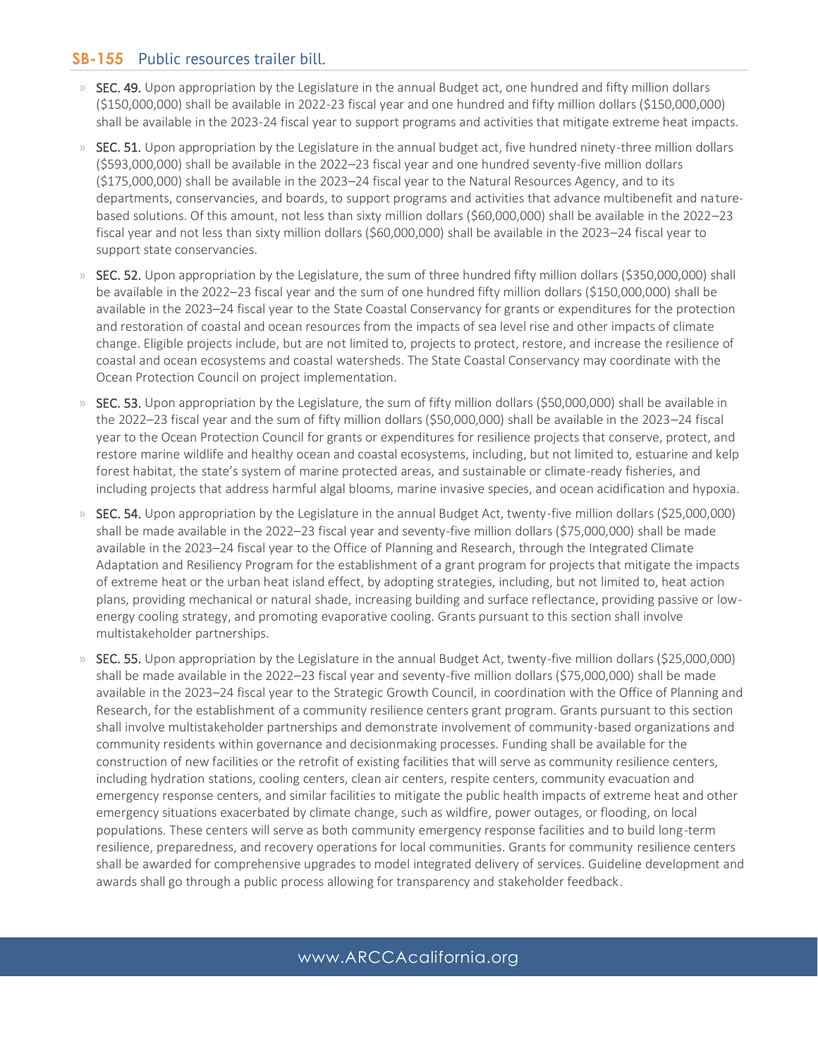## SB-155 Public resources trailer bill.

- **SEC. 49.** Upon appropriation by the Legislature in the annual Budget act, one hundred and fifty million dollars ($150,000,000) shall be available in 2022-23 fiscal year and one hundred and fifty million dollars ($150,000,000) shall be available in the 2023-24 fiscal year to support programs and activities that mitigate extreme heat impacts.
- **SEC. 51.** Upon appropriation by the Legislature in the annual budget act, five hundred ninety-three million dollars ($593,000,000) shall be available in the 2022–23 fiscal year and one hundred seventy-five million dollars ($175,000,000) shall be available in the 2023–24 fiscal year to the Natural Resources Agency, and to its departments, conservancies, and boards, to support programs and activities that advance multibenefit and nature-based solutions. Of this amount, not less than sixty million dollars ($60,000,000) shall be available in the 2022–23 fiscal year and not less than sixty million dollars ($60,000,000) shall be available in the 2023–24 fiscal year to support state conservancies.
- **SEC. 52.** Upon appropriation by the Legislature, the sum of three hundred fifty million dollars ($350,000,000) shall be available in the 2022–23 fiscal year and the sum of one hundred fifty million dollars ($150,000,000) shall be available in the 2023–24 fiscal year to the State Coastal Conservancy for grants or expenditures for the protection and restoration of coastal and ocean resources from the impacts of sea level rise and other impacts of climate change. Eligible projects include, but are not limited to, projects to protect, restore, and increase the resilience of coastal and ocean ecosystems and coastal watersheds. The State Coastal Conservancy may coordinate with the Ocean Protection Council on project implementation.
- **SEC. 53.** Upon appropriation by the Legislature, the sum of fifty million dollars ($50,000,000) shall be available in the 2022–23 fiscal year and the sum of fifty million dollars ($50,000,000) shall be available in the 2023–24 fiscal year to the Ocean Protection Council for grants or expenditures for resilience projects that conserve, protect, and restore marine wildlife and healthy ocean and coastal ecosystems, including, but not limited to, estuarine and kelp forest habitat, the state's system of marine protected areas, and sustainable or climate-ready fisheries, and including projects that address harmful algal blooms, marine invasive species, and ocean acidification and hypoxia.
- **SEC. 54.** Upon appropriation by the Legislature in the annual Budget Act, twenty-five million dollars ($25,000,000) shall be made available in the 2022–23 fiscal year and seventy-five million dollars ($75,000,000) shall be made available in the 2023–24 fiscal year to the Office of Planning and Research, through the Integrated Climate Adaptation and Resiliency Program for the establishment of a grant program for projects that mitigate the impacts of extreme heat or the urban heat island effect, by adopting strategies, including, but not limited to, heat action plans, providing mechanical or natural shade, increasing building and surface reflectance, providing passive or low-energy cooling strategy, and promoting evaporative cooling. Grants pursuant to this section shall involve multistakeholder partnerships.
- **SEC. 55.** Upon appropriation by the Legislature in the annual Budget Act, twenty-five million dollars ($25,000,000) shall be made available in the 2022–23 fiscal year and seventy-five million dollars ($75,000,000) shall be made available in the 2023–24 fiscal year to the Strategic Growth Council, in coordination with the Office of Planning and Research, for the establishment of a community resilience centers grant program. Grants pursuant to this section shall involve multistakeholder partnerships and demonstrate involvement of community-based organizations and community residents within governance and decisionmaking processes. Funding shall be available for the construction of new facilities or the retrofit of existing facilities that will serve as community resilience centers, including hydration stations, cooling centers, clean air centers, respite centers, community evacuation and emergency response centers, and similar facilities to mitigate the public health impacts of extreme heat and other emergency situations exacerbated by climate change, such as wildfire, power outages, or flooding, on local populations. These centers will serve as both community emergency response facilities and to build long-term resilience, preparedness, and recovery operations for local communities. Grants for community resilience centers shall be awarded for comprehensive upgrades to model integrated delivery of services. Guideline development and awards shall go through a public process allowing for transparency and stakeholder feedback.